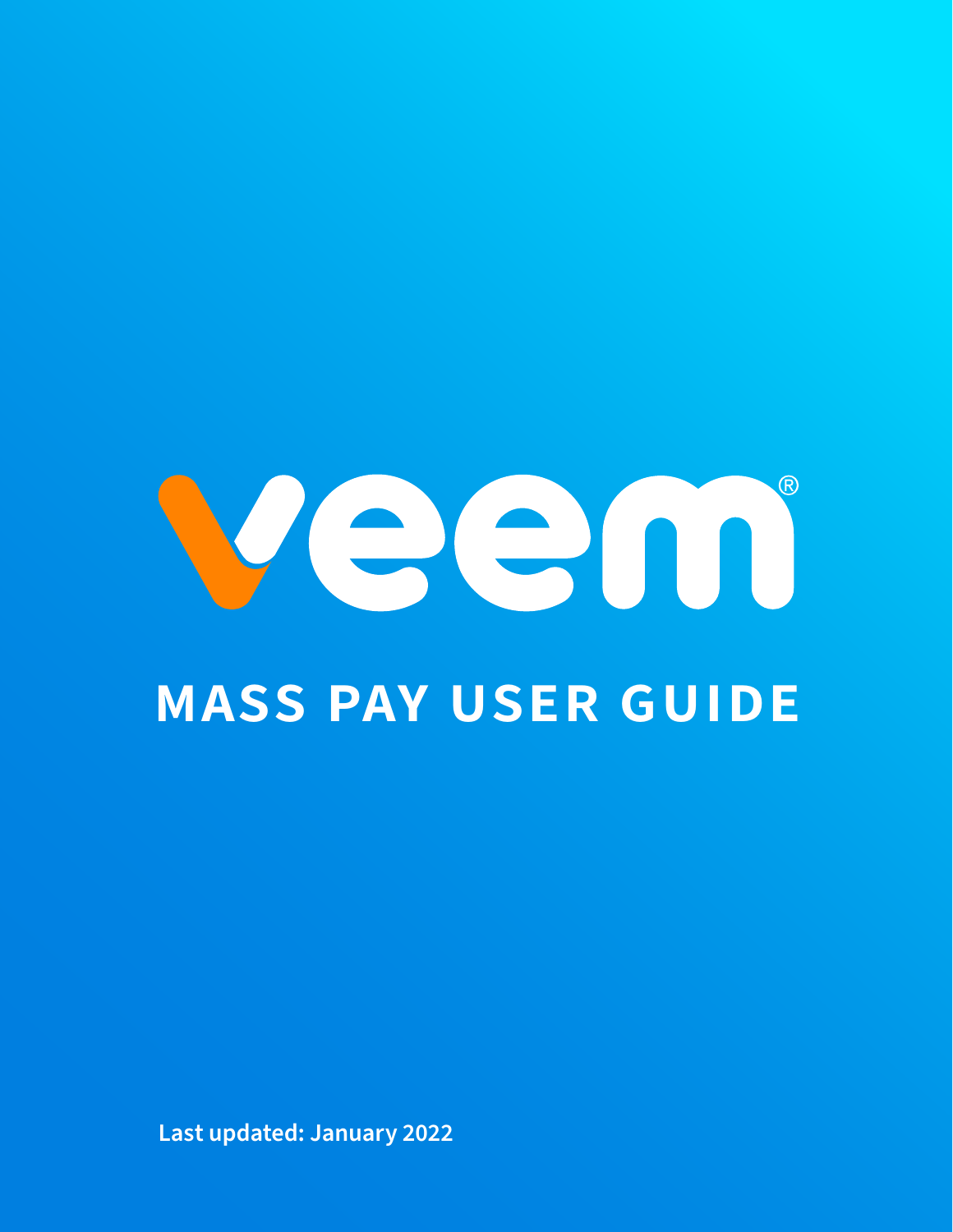veem®

# MASS PAY USER GUIDE

**Last updated: January 2022**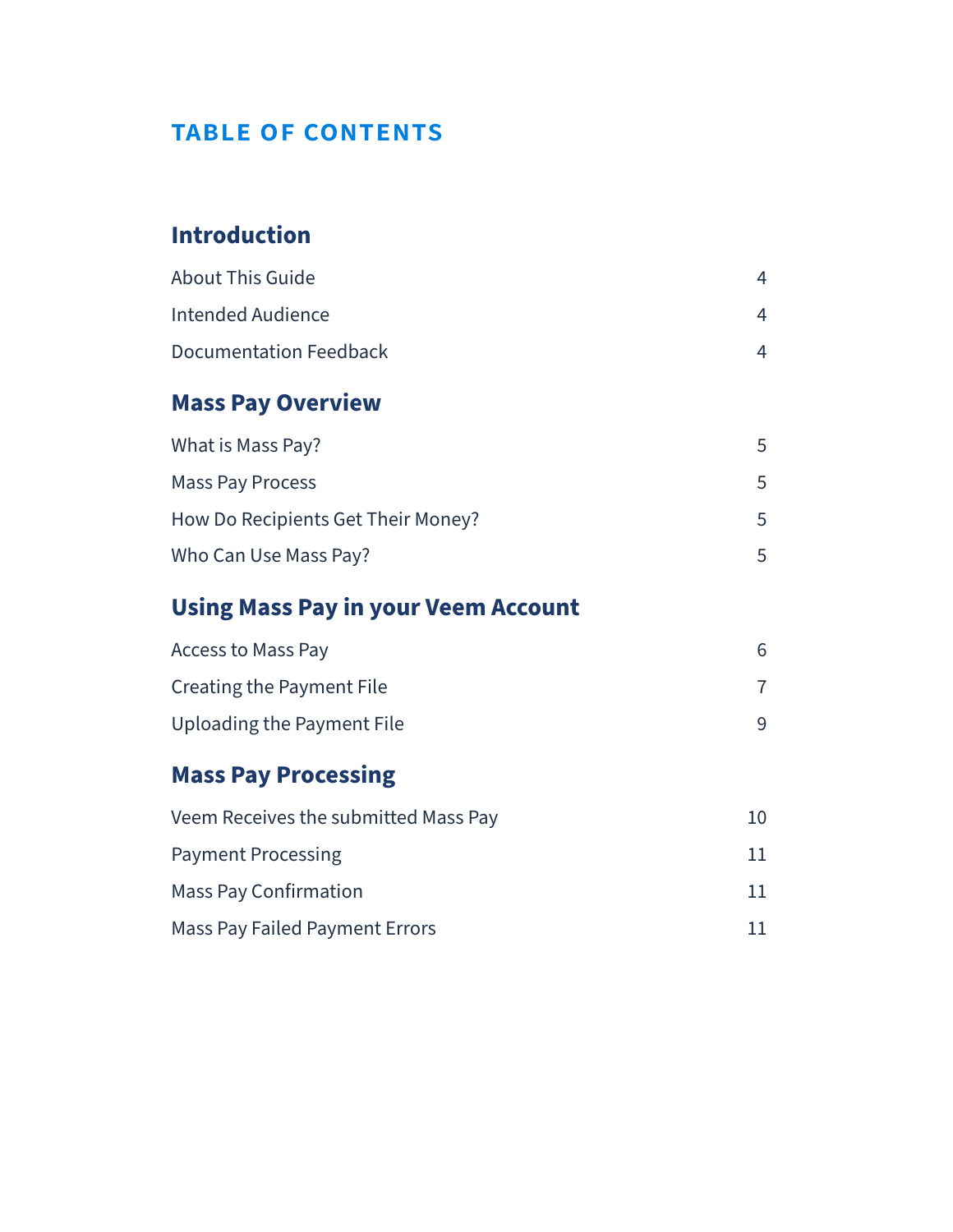# TABLE OF CONTENTS

## Introduction

| | |
|---|---|
| About This Guide | 4 |
| Intended Audience | 4 |
| Documentation Feedback | 4 |

## Mass Pay Overview

| | |
|---|---|
| What is Mass Pay? | 5 |
| Mass Pay Process | 5 |
| How Do Recipients Get Their Money? | 5 |
| Who Can Use Mass Pay? | 5 |

## Using Mass Pay in your Veem Account

| | |
|---|---|
| Access to Mass Pay | 6 |
| Creating the Payment File | 7 |
| Uploading the Payment File | 9 |

## Mass Pay Processing

| | |
|---|---|
| Veem Receives the submitted Mass Pay | 10 |
| Payment Processing | 11 |
| Mass Pay Confirmation | 11 |
| Mass Pay Failed Payment Errors | 11 |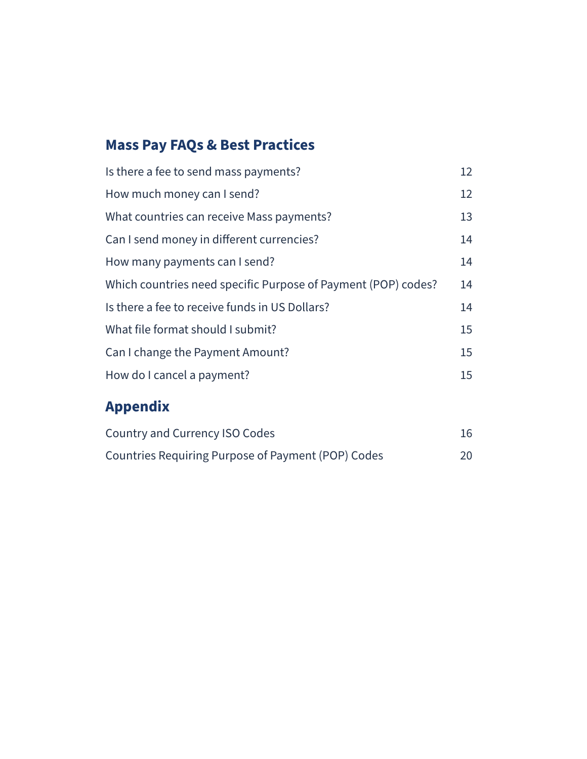## Mass Pay FAQs & Best Practices

| | |
|---|---|
| Is there a fee to send mass payments? | 12 |
| How much money can I send? | 12 |
| What countries can receive Mass payments? | 13 |
| Can I send money in different currencies? | 14 |
| How many payments can I send? | 14 |
| Which countries need specific Purpose of Payment (POP) codes? | 14 |
| Is there a fee to receive funds in US Dollars? | 14 |
| What file format should I submit? | 15 |
| Can I change the Payment Amount? | 15 |
| How do I cancel a payment? | 15 |

## Appendix

| | |
|---|---|
| Country and Currency ISO Codes | 16 |
| Countries Requiring Purpose of Payment (POP) Codes | 20 |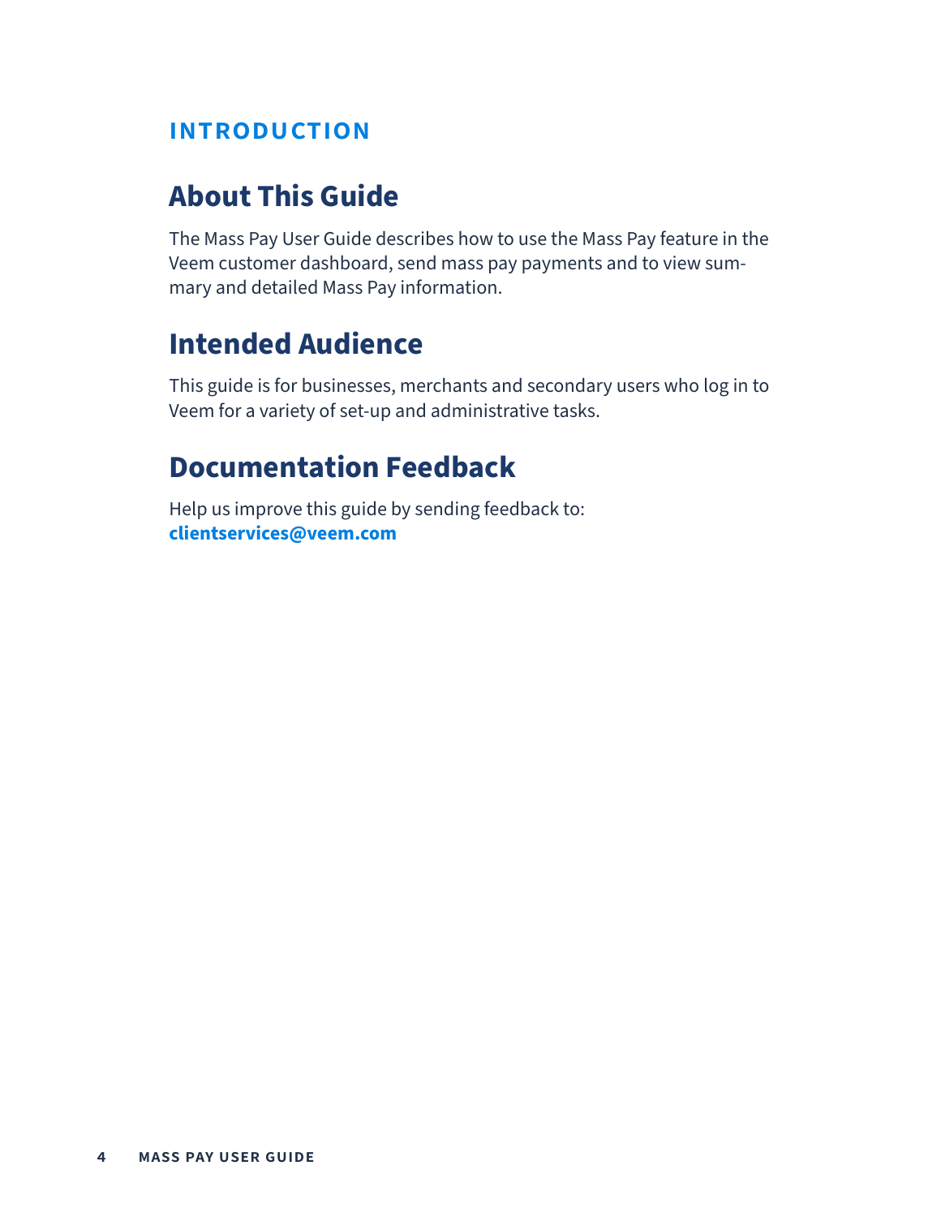# INTRODUCTION

## About This Guide

The Mass Pay User Guide describes how to use the Mass Pay feature in the Veem customer dashboard, send mass pay payments and to view summary and detailed Mass Pay information.

## Intended Audience

This guide is for businesses, merchants and secondary users who log in to Veem for a variety of set-up and administrative tasks.

## Documentation Feedback

Help us improve this guide by sending feedback to:
**clientservices@veem.com**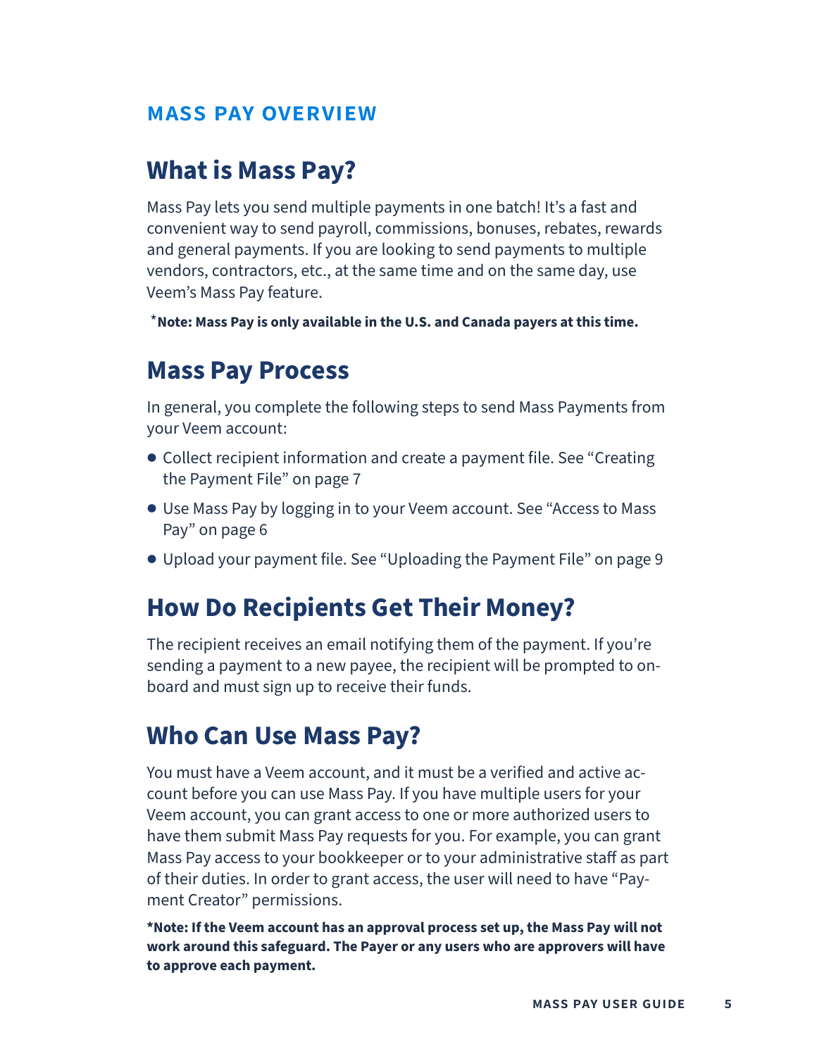## MASS PAY OVERVIEW

# What is Mass Pay?

Mass Pay lets you send multiple payments in one batch! It's a fast and convenient way to send payroll, commissions, bonuses, rebates, rewards and general payments. If you are looking to send payments to multiple vendors, contractors, etc., at the same time and on the same day, use Veem's Mass Pay feature.

***Note: Mass Pay is only available in the U.S. and Canada payers at this time.**

# Mass Pay Process

In general, you complete the following steps to send Mass Payments from your Veem account:

- Collect recipient information and create a payment file. See "Creating the Payment File" on page 7
- Use Mass Pay by logging in to your Veem account. See "Access to Mass Pay" on page 6
- Upload your payment file. See "Uploading the Payment File" on page 9

# How Do Recipients Get Their Money?

The recipient receives an email notifying them of the payment. If you're sending a payment to a new payee, the recipient will be prompted to onboard and must sign up to receive their funds.

# Who Can Use Mass Pay?

You must have a Veem account, and it must be a verified and active account before you can use Mass Pay. If you have multiple users for your Veem account, you can grant access to one or more authorized users to have them submit Mass Pay requests for you. For example, you can grant Mass Pay access to your bookkeeper or to your administrative staff as part of their duties. In order to grant access, the user will need to have "Payment Creator" permissions.

***Note: If the Veem account has an approval process set up, the Mass Pay will not work around this safeguard. The Payer or any users who are approvers will have to approve each payment.**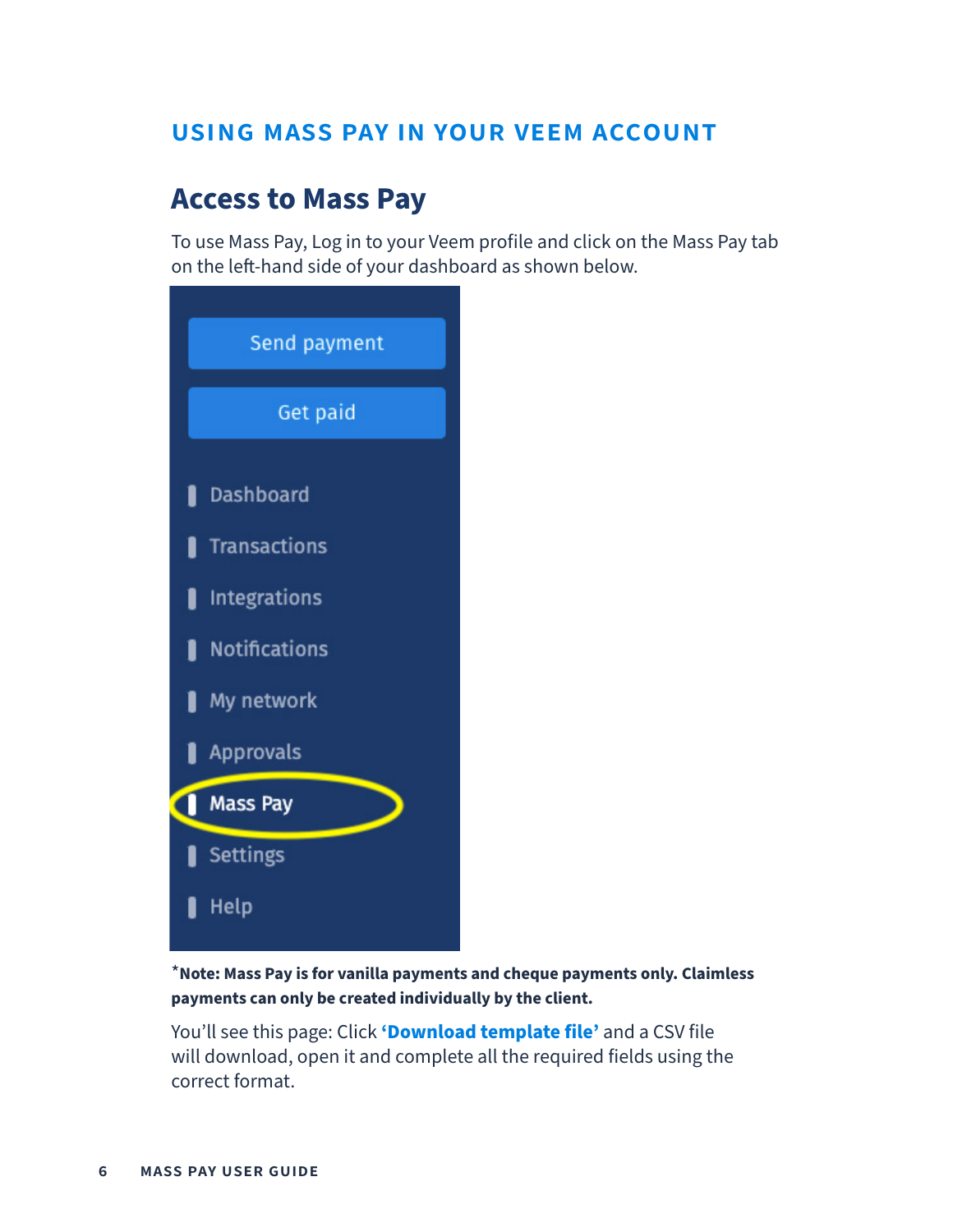## USING MASS PAY IN YOUR VEEM ACCOUNT

# Access to Mass Pay

To use Mass Pay, Log in to your Veem profile and click on the Mass Pay tab on the left-hand side of your dashboard as shown below.

*__Note: Mass Pay is for vanilla payments and cheque payments only. Claimless payments can only be created individually by the client.__

You'll see this page: Click **'Download template file'** and a CSV file will download, open it and complete all the required fields using the correct format.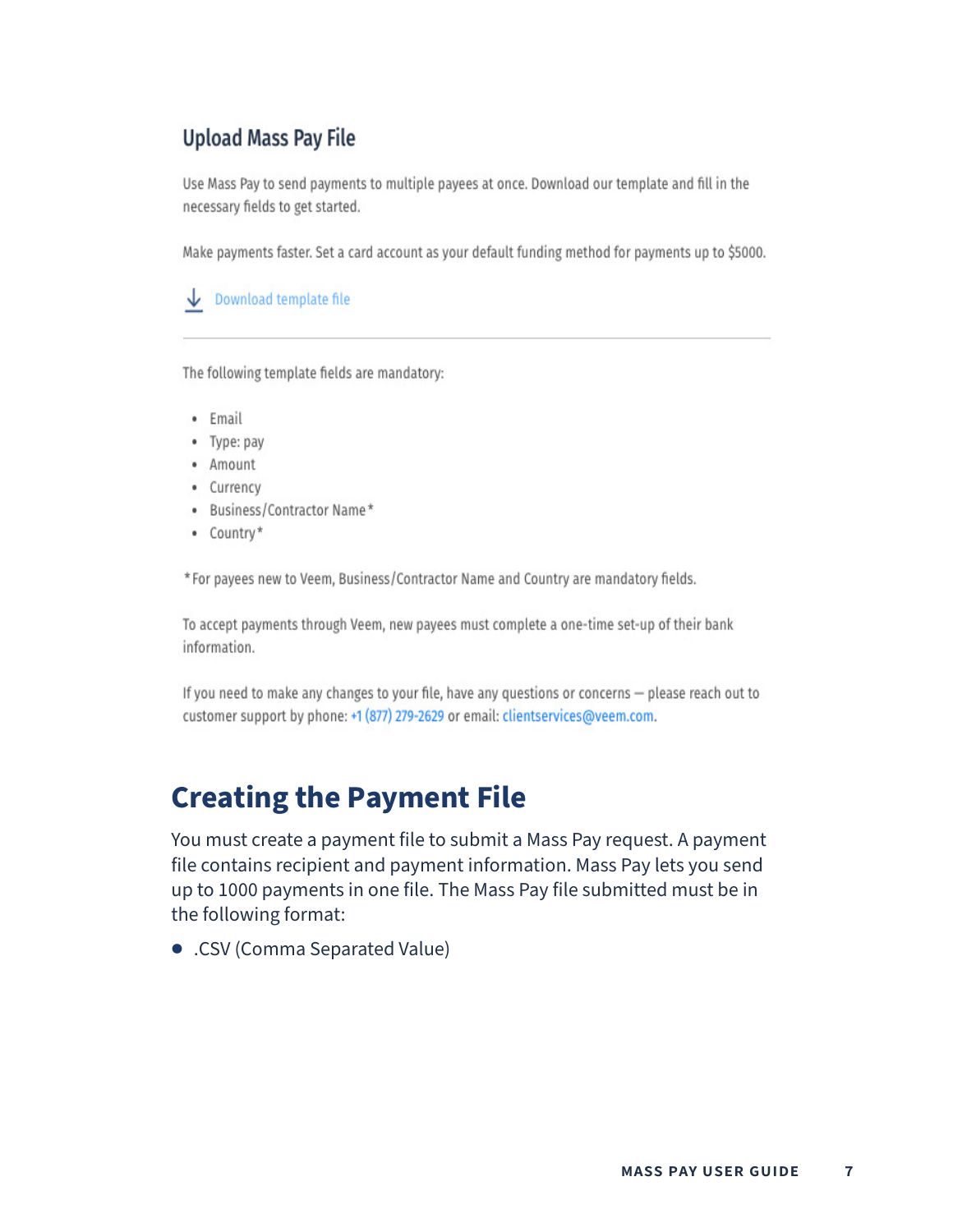## Upload Mass Pay File

Use Mass Pay to send payments to multiple payees at once. Download our template and fill in the necessary fields to get started.

Make payments faster. Set a card account as your default funding method for payments up to $5000.

Download template file

---

The following template fields are mandatory:

- Email
- Type: pay
- Amount
- Currency
- Business/Contractor Name*
- Country*

*For payees new to Veem, Business/Contractor Name and Country are mandatory fields.

To accept payments through Veem, new payees must complete a one-time set-up of their bank information.

If you need to make any changes to your file, have any questions or concerns – please reach out to customer support by phone: +1 (877) 279-2629 or email: clientservices@veem.com.

# Creating the Payment File

You must create a payment file to submit a Mass Pay request. A payment file contains recipient and payment information. Mass Pay lets you send up to 1000 payments in one file. The Mass Pay file submitted must be in the following format:

- .CSV (Comma Separated Value)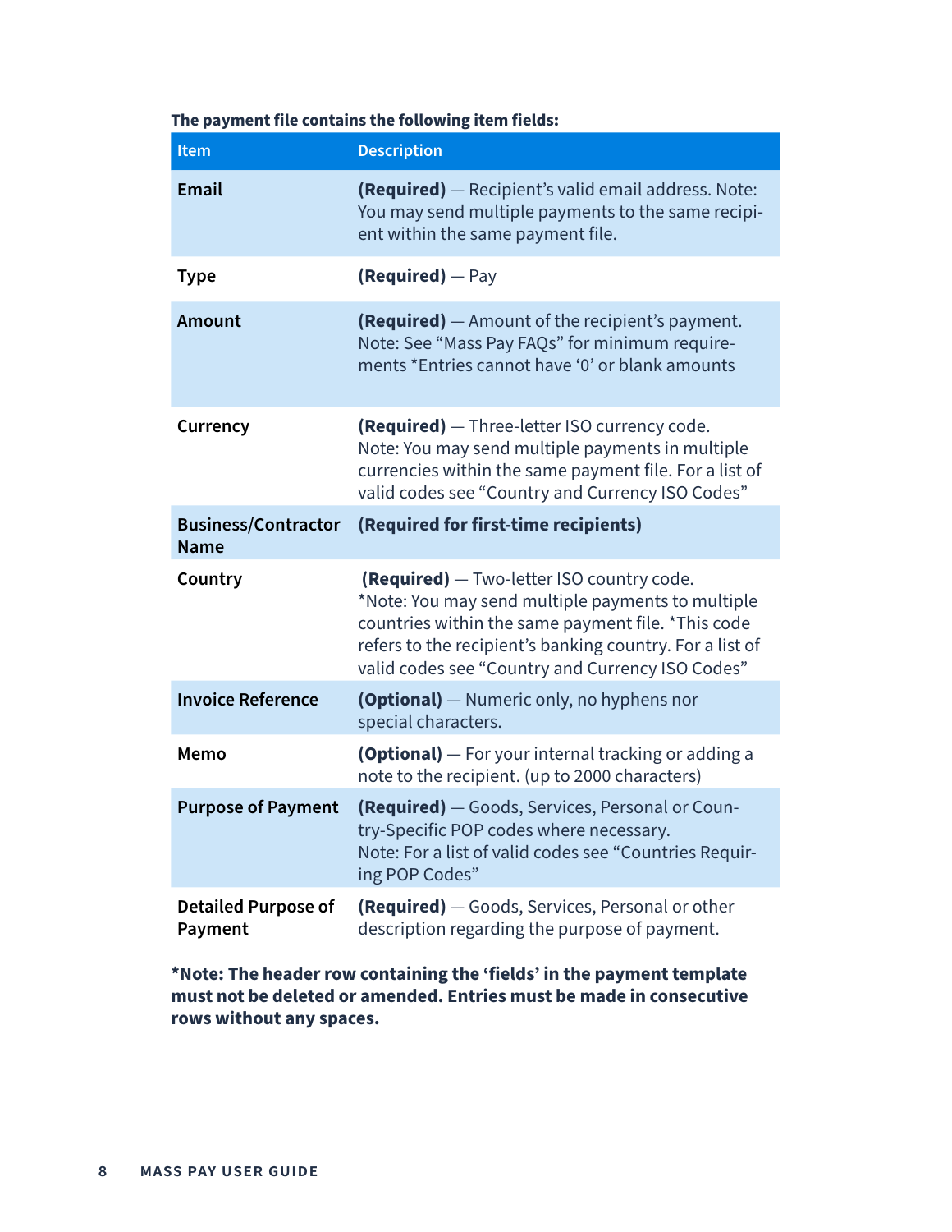**The payment file contains the following item fields:**

| Item | Description |
|---|---|
| **Email** | **(Required)** — Recipient's valid email address. Note: You may send multiple payments to the same recipient within the same payment file. |
| **Type** | **(Required)** — Pay |
| **Amount** | **(Required)** — Amount of the recipient's payment. Note: See "Mass Pay FAQs" for minimum requirements *Entries cannot have '0' or blank amounts |
| **Currency** | **(Required)** — Three-letter ISO currency code. Note: You may send multiple payments in multiple currencies within the same payment file. For a list of valid codes see "Country and Currency ISO Codes" |
| **Business/Contractor Name** | **(Required for first-time recipients)** |
| **Country** | **(Required)** — Two-letter ISO country code. *Note: You may send multiple payments to multiple countries within the same payment file. *This code refers to the recipient's banking country. For a list of valid codes see "Country and Currency ISO Codes" |
| **Invoice Reference** | **(Optional)** — Numeric only, no hyphens nor special characters. |
| **Memo** | **(Optional)** — For your internal tracking or adding a note to the recipient. (up to 2000 characters) |
| **Purpose of Payment** | **(Required)** — Goods, Services, Personal or Country-Specific POP codes where necessary. Note: For a list of valid codes see "Countries Requiring POP Codes" |
| **Detailed Purpose of Payment** | **(Required)** — Goods, Services, Personal or other description regarding the purpose of payment. |

***Note: The header row containing the 'fields' in the payment template must not be deleted or amended. Entries must be made in consecutive rows without any spaces.**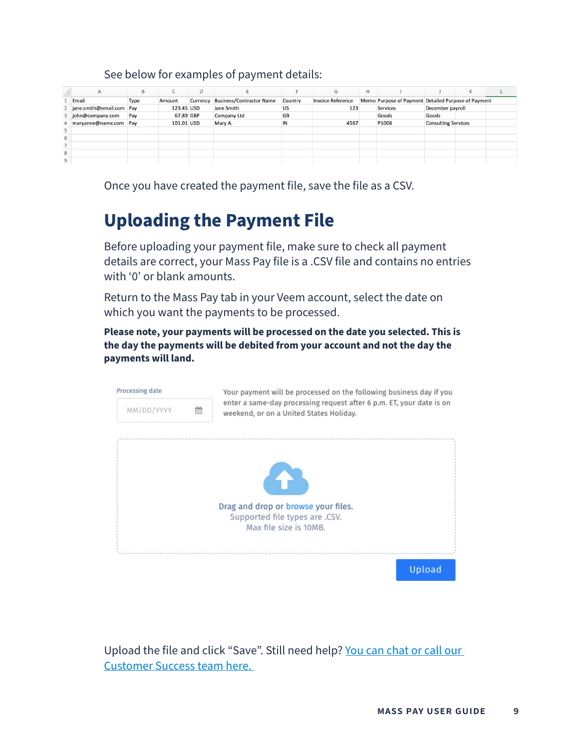See below for examples of payment details:

| Email | Type | Amount | Currency | Business/Contractor Name | Country | Invoice Reference | Memo | Purpose of Payment | Detailed Purpose of Payment |
|---|---|---|---|---|---|---|---|---|---|
| jane.smith@email.com | Pay | 123.45 | USD | Jane Smith | US | 123 | | Services | December payroll |
| john@company.com | Pay | 67.89 | GBP | Company Ltd | GB | | | Goods | Goods |
| maryanne@name.com | Pay | 101.01 | USD | Mary A. | IN | 4567 | | P1006 | Consulting Services |

Once you have created the payment file, save the file as a CSV.

# Uploading the Payment File

Before uploading your payment file, make sure to check all payment details are correct, your Mass Pay file is a .CSV file and contains no entries with '0' or blank amounts.

Return to the Mass Pay tab in your Veem account, select the date on which you want the payments to be processed.

**Please note, your payments will be processed on the date you selected. This is the day the payments will be debited from your account and not the day the payments will land.**

Processing date

MM/DD/YYYY

Your payment will be processed on the following business day if you enter a same-day processing request after 6 p.m. ET, your date is on weekend, or on a United States Holiday.

Drag and drop or browse your files.
Supported file types are .CSV.
Max file size is 10MB.

Upload

Upload the file and click "Save". Still need help? [You can chat or call our Customer Success team here.]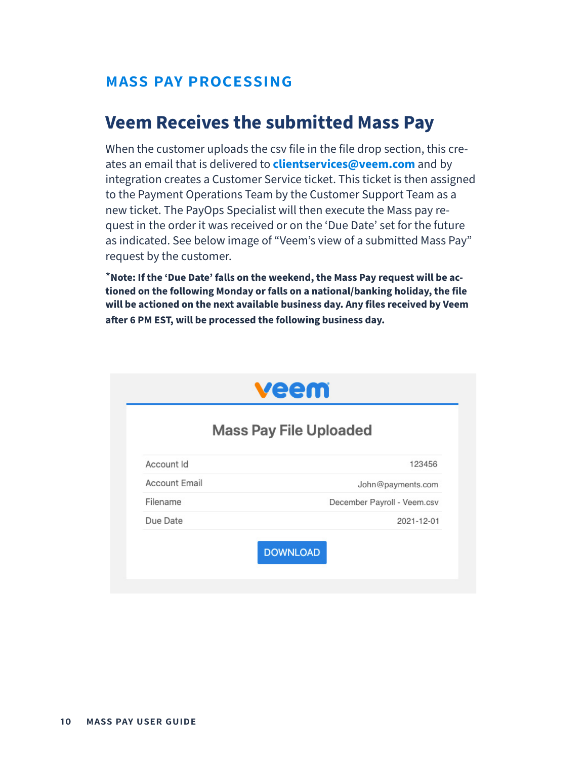## MASS PAY PROCESSING

# Veem Receives the submitted Mass Pay

When the customer uploads the csv file in the file drop section, this creates an email that is delivered to **clientservices@veem.com** and by integration creates a Customer Service ticket. This ticket is then assigned to the Payment Operations Team by the Customer Support Team as a new ticket. The PayOps Specialist will then execute the Mass pay request in the order it was received or on the 'Due Date' set for the future as indicated. See below image of "Veem's view of a submitted Mass Pay" request by the customer.

***Note: If the 'Due Date' falls on the weekend, the Mass Pay request will be actioned on the following Monday or falls on a national/banking holiday, the file will be actioned on the next available business day. Any files received by Veem after 6 PM EST, will be processed the following business day.**

veem

### Mass Pay File Uploaded

| | |
|---|---|
| Account Id | 123456 |
| Account Email | John@payments.com |
| Filename | December Payroll - Veem.csv |
| Due Date | 2021-12-01 |

DOWNLOAD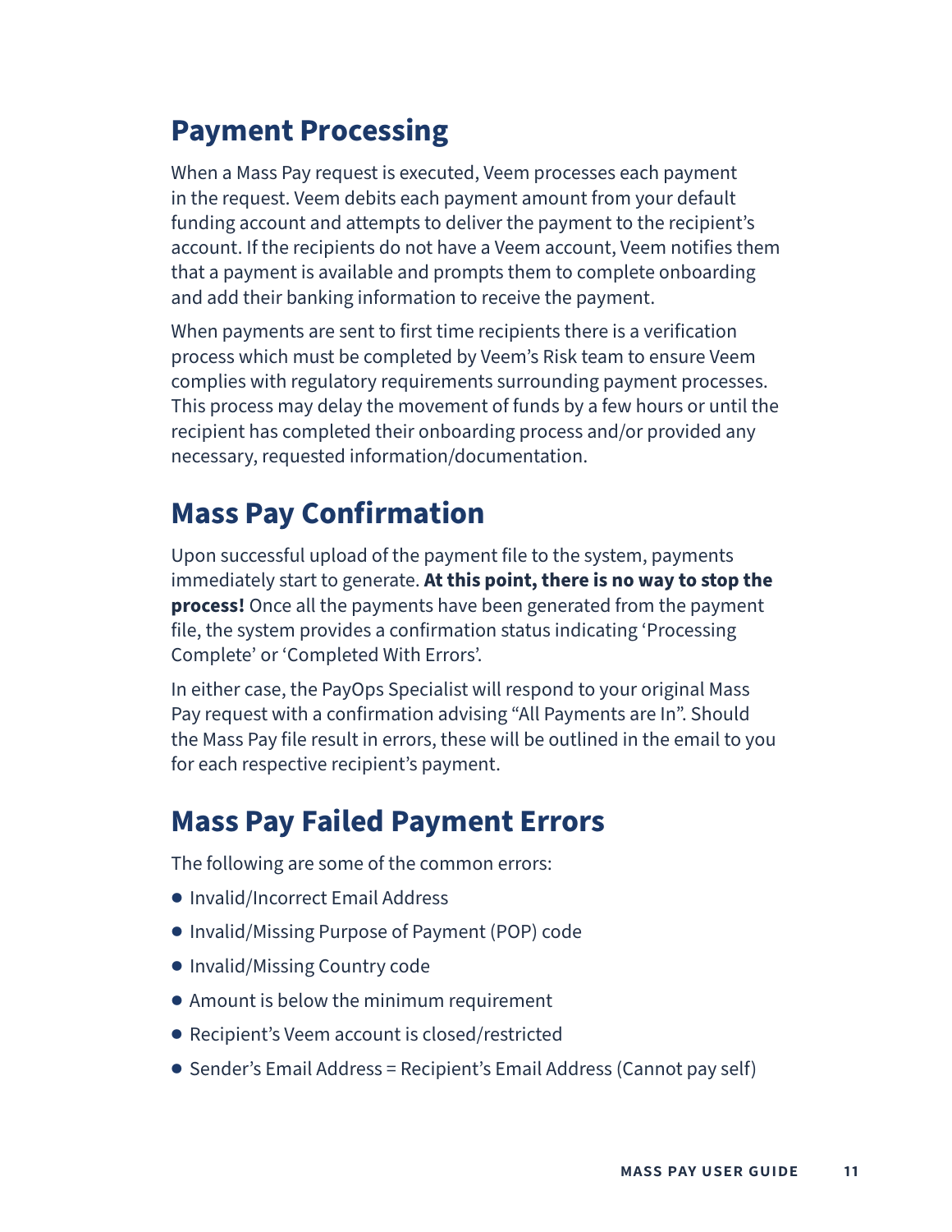## Payment Processing

When a Mass Pay request is executed, Veem processes each payment in the request. Veem debits each payment amount from your default funding account and attempts to deliver the payment to the recipient's account. If the recipients do not have a Veem account, Veem notifies them that a payment is available and prompts them to complete onboarding and add their banking information to receive the payment.

When payments are sent to first time recipients there is a verification process which must be completed by Veem's Risk team to ensure Veem complies with regulatory requirements surrounding payment processes. This process may delay the movement of funds by a few hours or until the recipient has completed their onboarding process and/or provided any necessary, requested information/documentation.

## Mass Pay Confirmation

Upon successful upload of the payment file to the system, payments immediately start to generate. **At this point, there is no way to stop the process!** Once all the payments have been generated from the payment file, the system provides a confirmation status indicating 'Processing Complete' or 'Completed With Errors'.

In either case, the PayOps Specialist will respond to your original Mass Pay request with a confirmation advising "All Payments are In". Should the Mass Pay file result in errors, these will be outlined in the email to you for each respective recipient's payment.

## Mass Pay Failed Payment Errors

The following are some of the common errors:

- Invalid/Incorrect Email Address
- Invalid/Missing Purpose of Payment (POP) code
- Invalid/Missing Country code
- Amount is below the minimum requirement
- Recipient's Veem account is closed/restricted
- Sender's Email Address = Recipient's Email Address (Cannot pay self)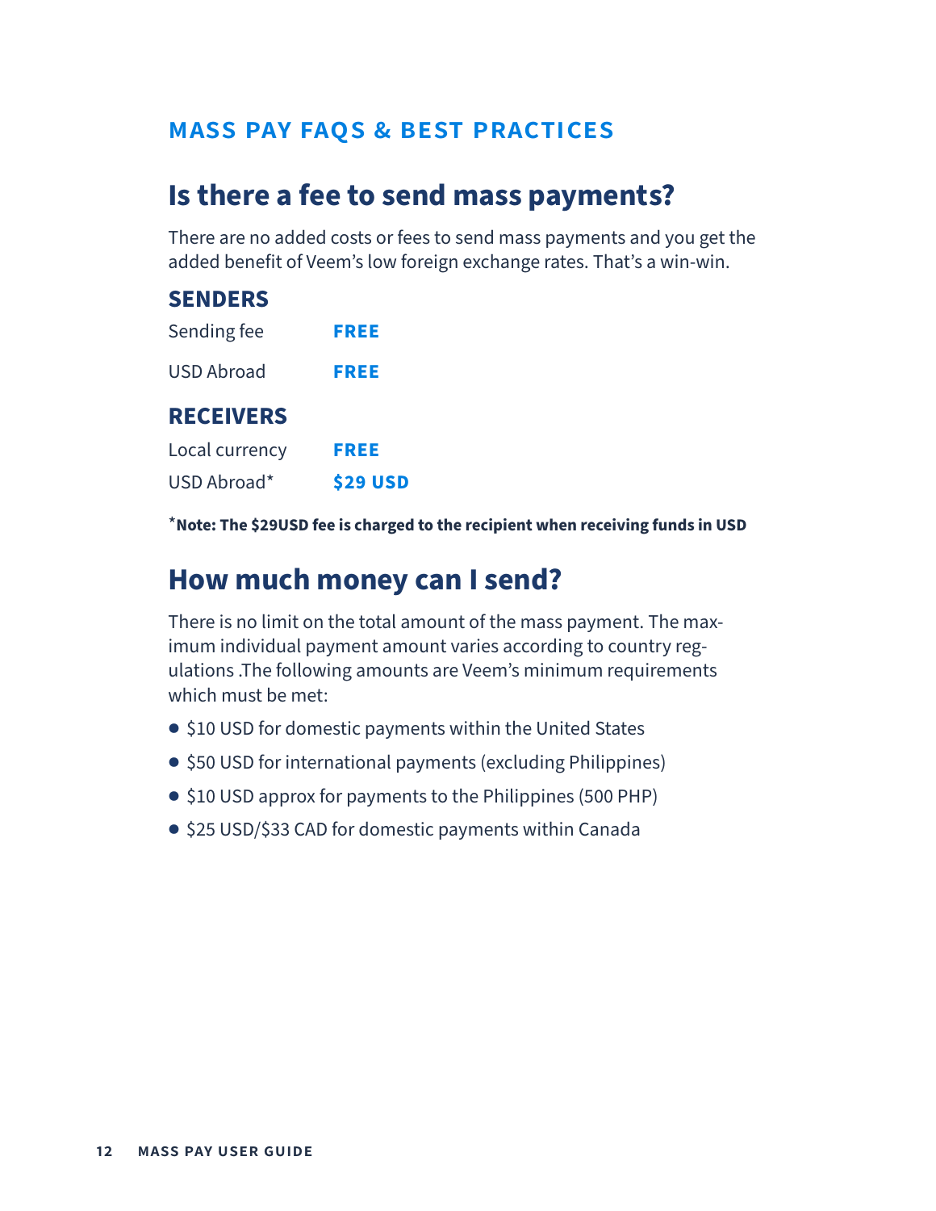## MASS PAY FAQS & BEST PRACTICES

# Is there a fee to send mass payments?

There are no added costs or fees to send mass payments and you get the added benefit of Veem's low foreign exchange rates. That's a win-win.

### SENDERS

| | |
|---|---|
| Sending fee | **FREE** |
| USD Abroad | **FREE** |

### RECEIVERS

| | |
|---|---|
| Local currency | **FREE** |
| USD Abroad* | **$29 USD** |

***Note: The $29USD fee is charged to the recipient when receiving funds in USD**

# How much money can I send?

There is no limit on the total amount of the mass payment. The maximum individual payment amount varies according to country regulations .The following amounts are Veem's minimum requirements which must be met:

- $10 USD for domestic payments within the United States
- $50 USD for international payments (excluding Philippines)
- $10 USD approx for payments to the Philippines (500 PHP)
- $25 USD/$33 CAD for domestic payments within Canada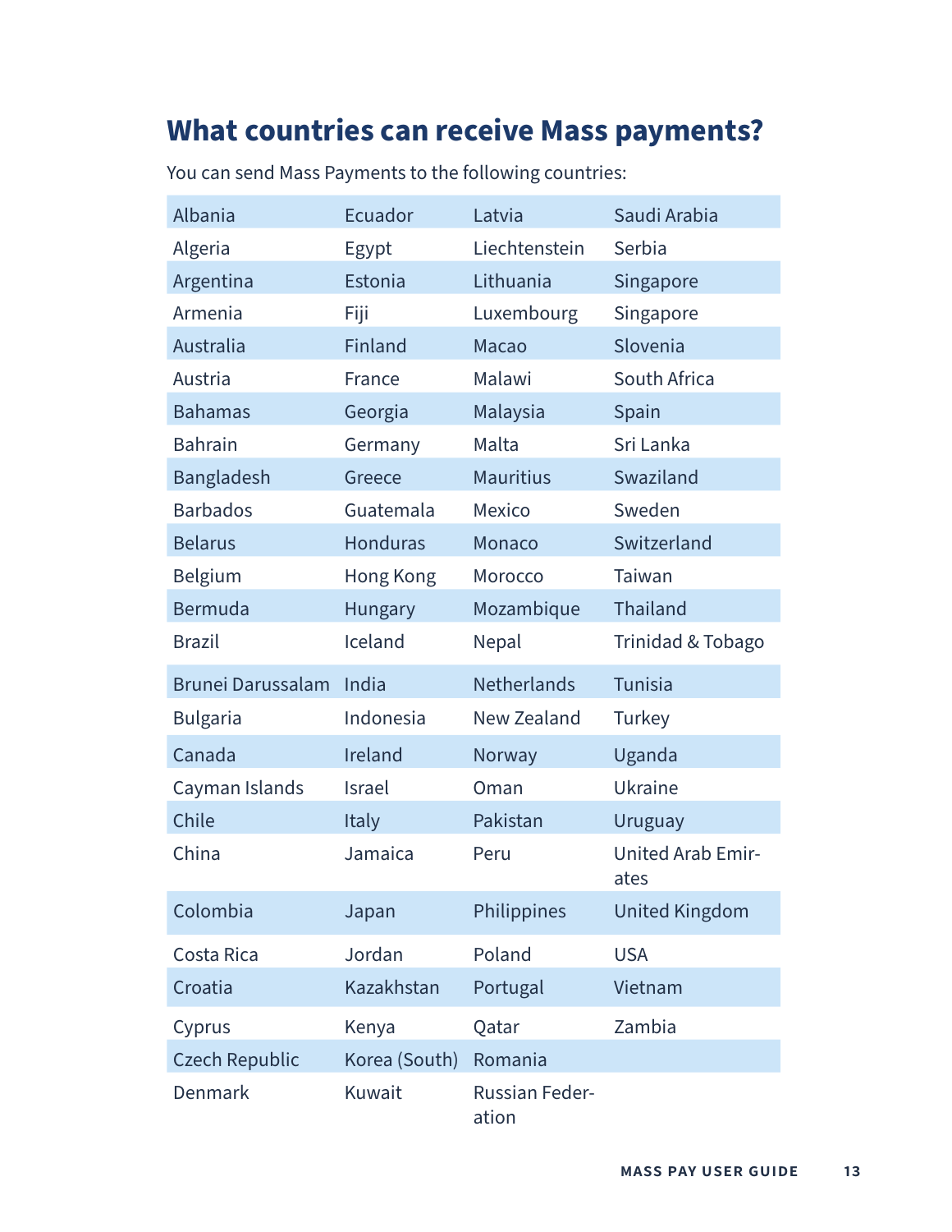## What countries can receive Mass payments?

You can send Mass Payments to the following countries:

| | | | |
|---|---|---|---|
| Albania | Ecuador | Latvia | Saudi Arabia |
| Algeria | Egypt | Liechtenstein | Serbia |
| Argentina | Estonia | Lithuania | Singapore |
| Armenia | Fiji | Luxembourg | Singapore |
| Australia | Finland | Macao | Slovenia |
| Austria | France | Malawi | South Africa |
| Bahamas | Georgia | Malaysia | Spain |
| Bahrain | Germany | Malta | Sri Lanka |
| Bangladesh | Greece | Mauritius | Swaziland |
| Barbados | Guatemala | Mexico | Sweden |
| Belarus | Honduras | Monaco | Switzerland |
| Belgium | Hong Kong | Morocco | Taiwan |
| Bermuda | Hungary | Mozambique | Thailand |
| Brazil | Iceland | Nepal | Trinidad & Tobago |
| Brunei Darussalam | India | Netherlands | Tunisia |
| Bulgaria | Indonesia | New Zealand | Turkey |
| Canada | Ireland | Norway | Uganda |
| Cayman Islands | Israel | Oman | Ukraine |
| Chile | Italy | Pakistan | Uruguay |
| China | Jamaica | Peru | United Arab Emirates |
| Colombia | Japan | Philippines | United Kingdom |
| Costa Rica | Jordan | Poland | USA |
| Croatia | Kazakhstan | Portugal | Vietnam |
| Cyprus | Kenya | Qatar | Zambia |
| Czech Republic | Korea (South) | Romania | |
| Denmark | Kuwait | Russian Federation | |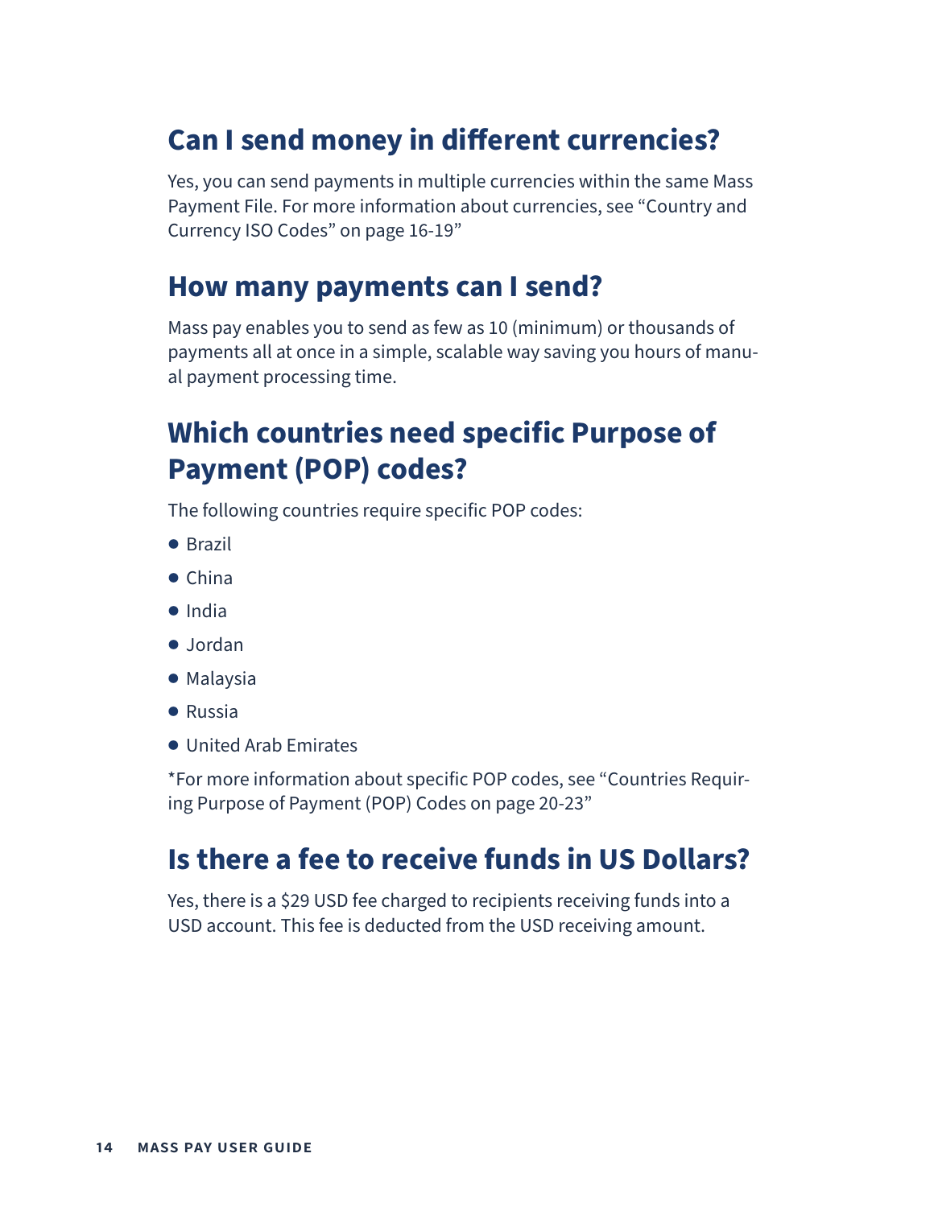## Can I send money in different currencies?

Yes, you can send payments in multiple currencies within the same Mass Payment File. For more information about currencies, see "Country and Currency ISO Codes" on page 16-19"

## How many payments can I send?

Mass pay enables you to send as few as 10 (minimum) or thousands of payments all at once in a simple, scalable way saving you hours of manual payment processing time.

## Which countries need specific Purpose of Payment (POP) codes?

The following countries require specific POP codes:

- Brazil
- China
- India
- Jordan
- Malaysia
- Russia
- United Arab Emirates

*For more information about specific POP codes, see "Countries Requiring Purpose of Payment (POP) Codes on page 20-23"

## Is there a fee to receive funds in US Dollars?

Yes, there is a $29 USD fee charged to recipients receiving funds into a USD account. This fee is deducted from the USD receiving amount.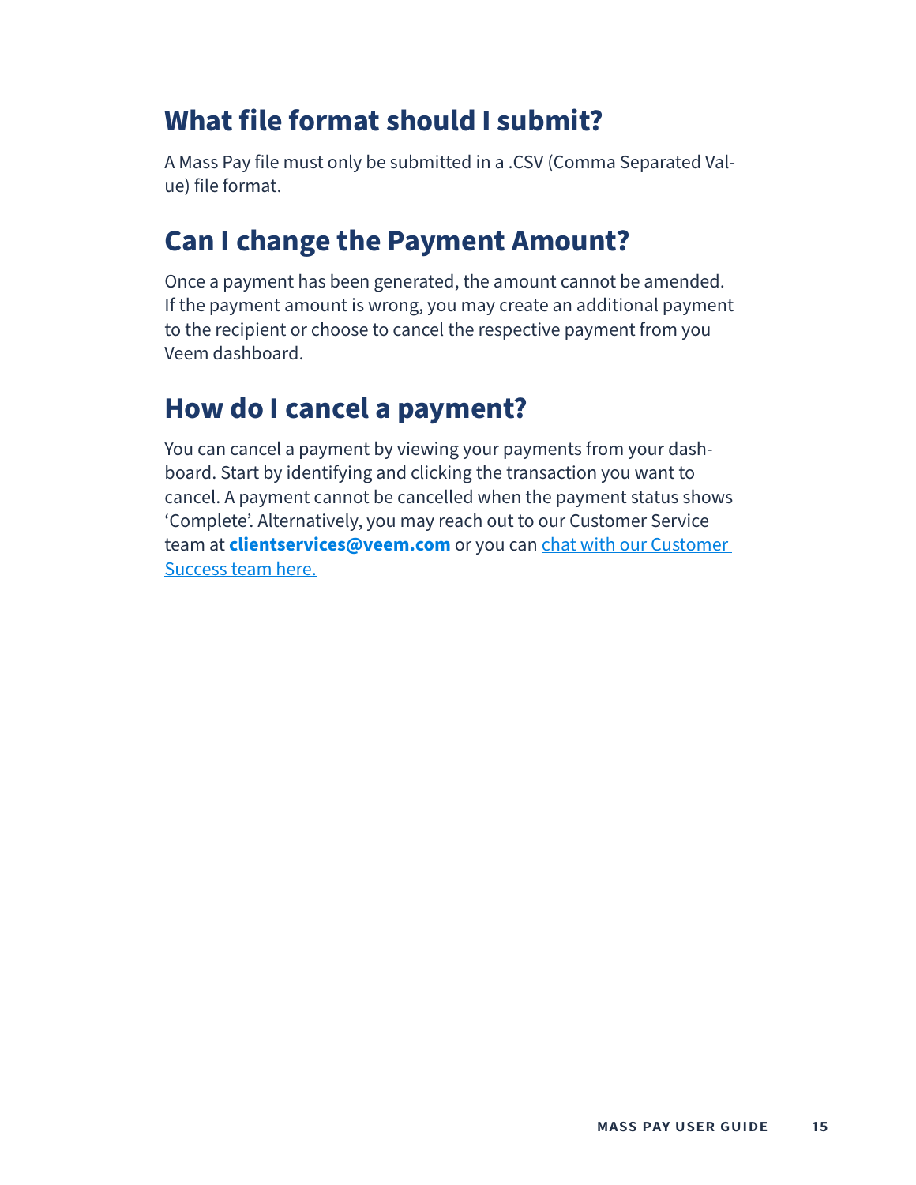## What file format should I submit?

A Mass Pay file must only be submitted in a .CSV (Comma Separated Value) file format.

## Can I change the Payment Amount?

Once a payment has been generated, the amount cannot be amended. If the payment amount is wrong, you may create an additional payment to the recipient or choose to cancel the respective payment from you Veem dashboard.

## How do I cancel a payment?

You can cancel a payment by viewing your payments from your dashboard. Start by identifying and clicking the transaction you want to cancel. A payment cannot be cancelled when the payment status shows 'Complete'. Alternatively, you may reach out to our Customer Service team at **clientservices@veem.com** or you can chat with our Customer Success team here.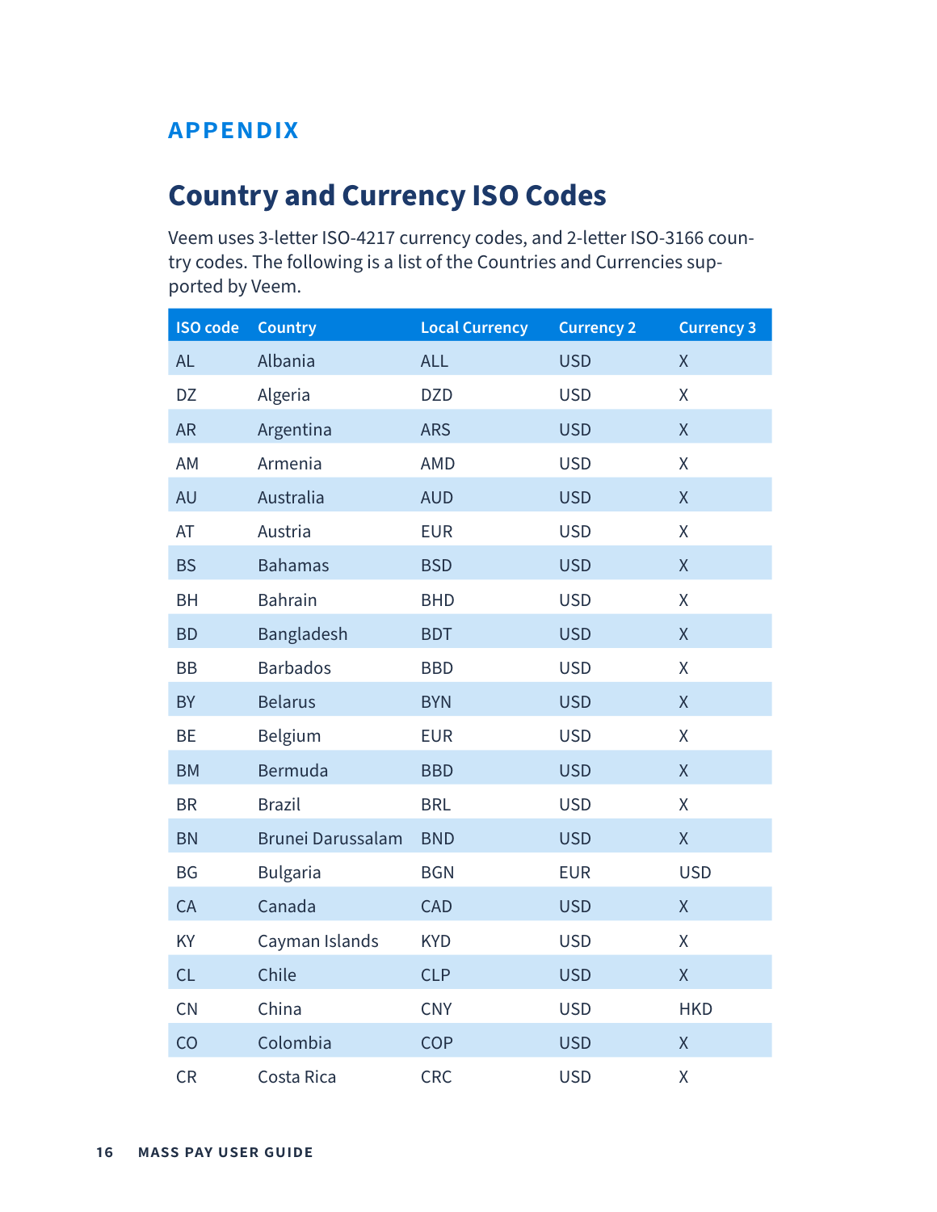# APPENDIX

## Country and Currency ISO Codes

Veem uses 3-letter ISO-4217 currency codes, and 2-letter ISO-3166 country codes. The following is a list of the Countries and Currencies supported by Veem.

| ISO code | Country | Local Currency | Currency 2 | Currency 3 |
|---|---|---|---|---|
| AL | Albania | ALL | USD | X |
| DZ | Algeria | DZD | USD | X |
| AR | Argentina | ARS | USD | X |
| AM | Armenia | AMD | USD | X |
| AU | Australia | AUD | USD | X |
| AT | Austria | EUR | USD | X |
| BS | Bahamas | BSD | USD | X |
| BH | Bahrain | BHD | USD | X |
| BD | Bangladesh | BDT | USD | X |
| BB | Barbados | BBD | USD | X |
| BY | Belarus | BYN | USD | X |
| BE | Belgium | EUR | USD | X |
| BM | Bermuda | BBD | USD | X |
| BR | Brazil | BRL | USD | X |
| BN | Brunei Darussalam | BND | USD | X |
| BG | Bulgaria | BGN | EUR | USD |
| CA | Canada | CAD | USD | X |
| KY | Cayman Islands | KYD | USD | X |
| CL | Chile | CLP | USD | X |
| CN | China | CNY | USD | HKD |
| CO | Colombia | COP | USD | X |
| CR | Costa Rica | CRC | USD | X |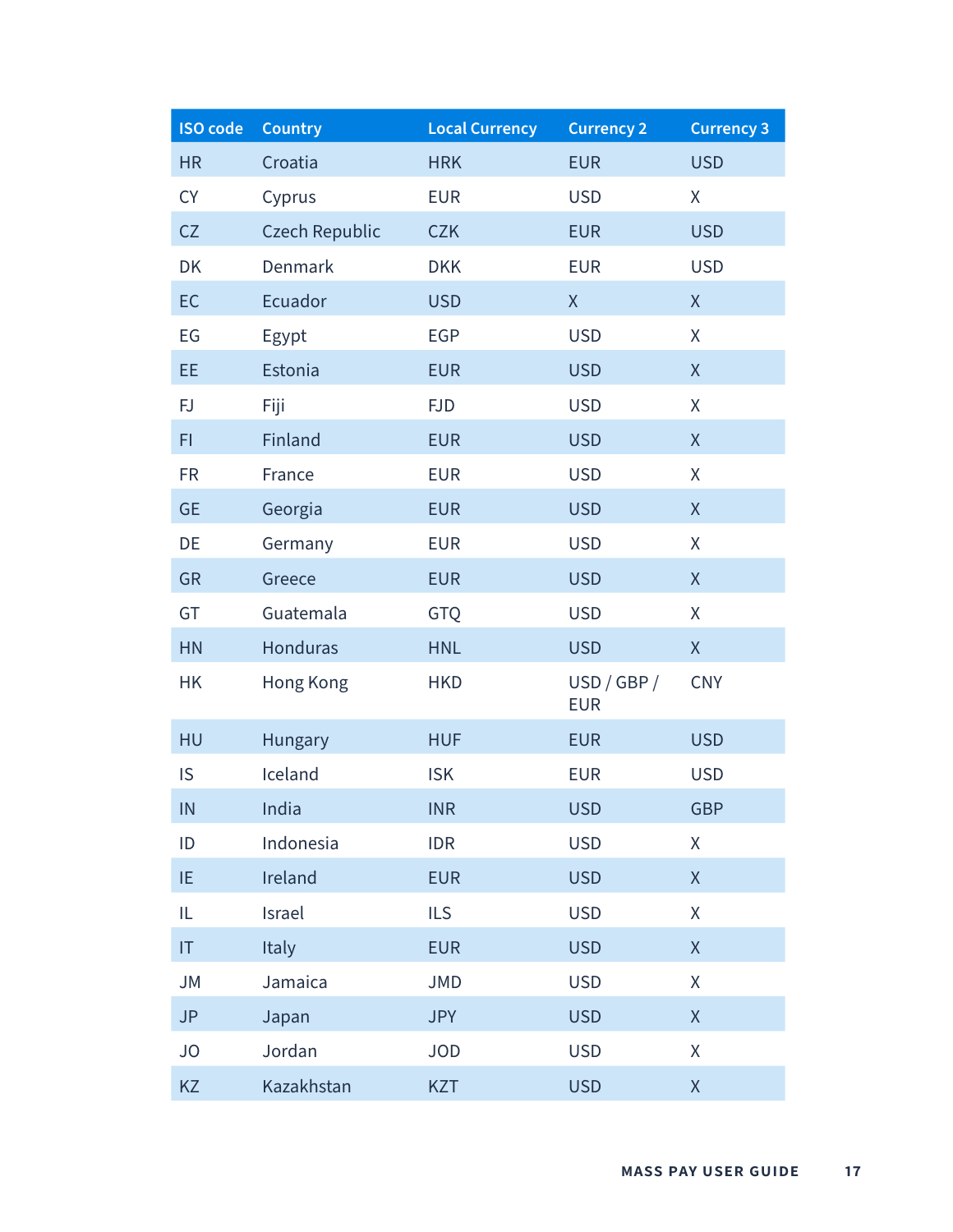| ISO code | Country | Local Currency | Currency 2 | Currency 3 |
|---|---|---|---|---|
| HR | Croatia | HRK | EUR | USD |
| CY | Cyprus | EUR | USD | X |
| CZ | Czech Republic | CZK | EUR | USD |
| DK | Denmark | DKK | EUR | USD |
| EC | Ecuador | USD | X | X |
| EG | Egypt | EGP | USD | X |
| EE | Estonia | EUR | USD | X |
| FJ | Fiji | FJD | USD | X |
| FI | Finland | EUR | USD | X |
| FR | France | EUR | USD | X |
| GE | Georgia | EUR | USD | X |
| DE | Germany | EUR | USD | X |
| GR | Greece | EUR | USD | X |
| GT | Guatemala | GTQ | USD | X |
| HN | Honduras | HNL | USD | X |
| HK | Hong Kong | HKD | USD / GBP / EUR | CNY |
| HU | Hungary | HUF | EUR | USD |
| IS | Iceland | ISK | EUR | USD |
| IN | India | INR | USD | GBP |
| ID | Indonesia | IDR | USD | X |
| IE | Ireland | EUR | USD | X |
| IL | Israel | ILS | USD | X |
| IT | Italy | EUR | USD | X |
| JM | Jamaica | JMD | USD | X |
| JP | Japan | JPY | USD | X |
| JO | Jordan | JOD | USD | X |
| KZ | Kazakhstan | KZT | USD | X |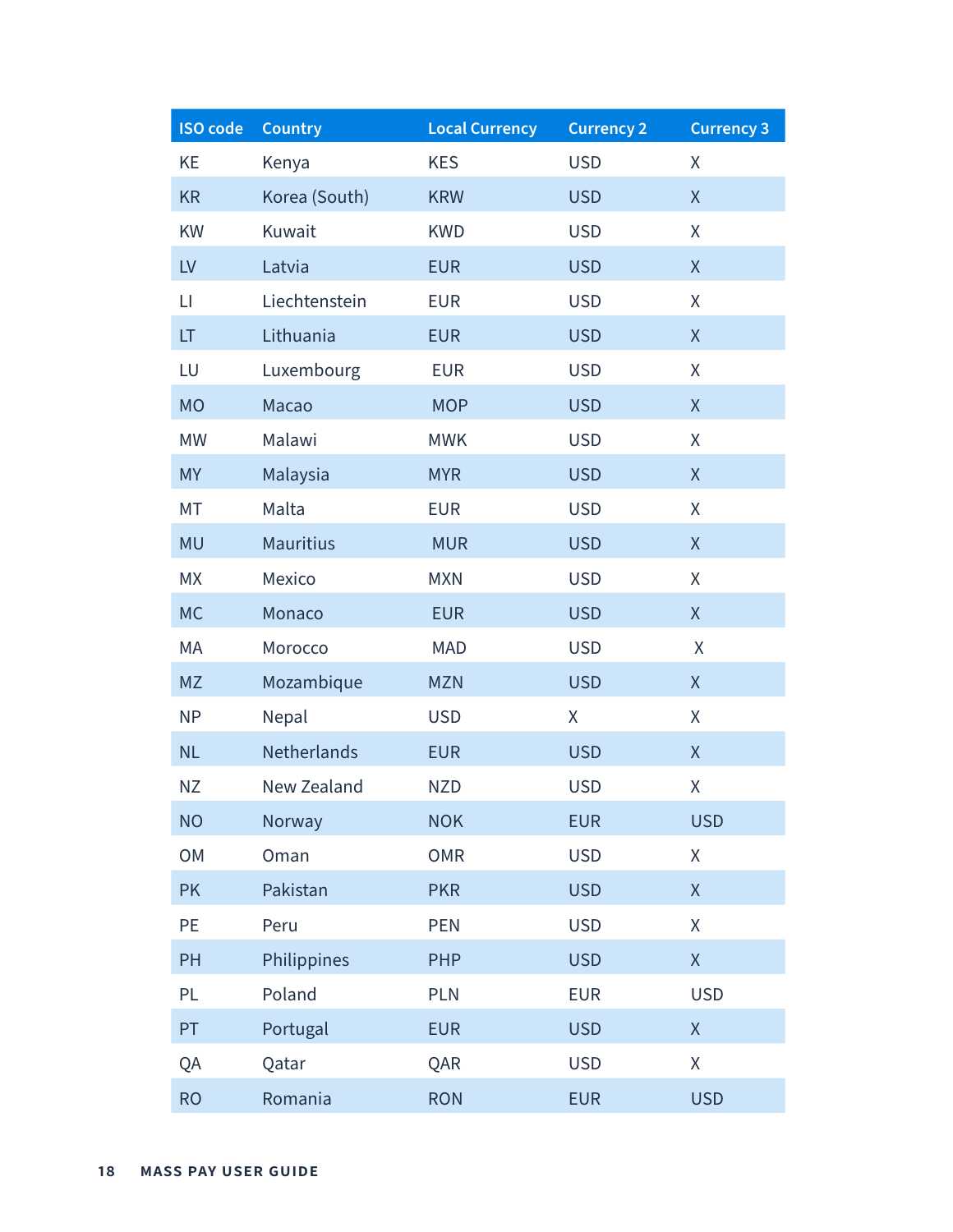| ISO code | Country | Local Currency | Currency 2 | Currency 3 |
|---|---|---|---|---|
| KE | Kenya | KES | USD | X |
| KR | Korea (South) | KRW | USD | X |
| KW | Kuwait | KWD | USD | X |
| LV | Latvia | EUR | USD | X |
| LI | Liechtenstein | EUR | USD | X |
| LT | Lithuania | EUR | USD | X |
| LU | Luxembourg | EUR | USD | X |
| MO | Macao | MOP | USD | X |
| MW | Malawi | MWK | USD | X |
| MY | Malaysia | MYR | USD | X |
| MT | Malta | EUR | USD | X |
| MU | Mauritius | MUR | USD | X |
| MX | Mexico | MXN | USD | X |
| MC | Monaco | EUR | USD | X |
| MA | Morocco | MAD | USD | X |
| MZ | Mozambique | MZN | USD | X |
| NP | Nepal | USD | X | X |
| NL | Netherlands | EUR | USD | X |
| NZ | New Zealand | NZD | USD | X |
| NO | Norway | NOK | EUR | USD |
| OM | Oman | OMR | USD | X |
| PK | Pakistan | PKR | USD | X |
| PE | Peru | PEN | USD | X |
| PH | Philippines | PHP | USD | X |
| PL | Poland | PLN | EUR | USD |
| PT | Portugal | EUR | USD | X |
| QA | Qatar | QAR | USD | X |
| RO | Romania | RON | EUR | USD |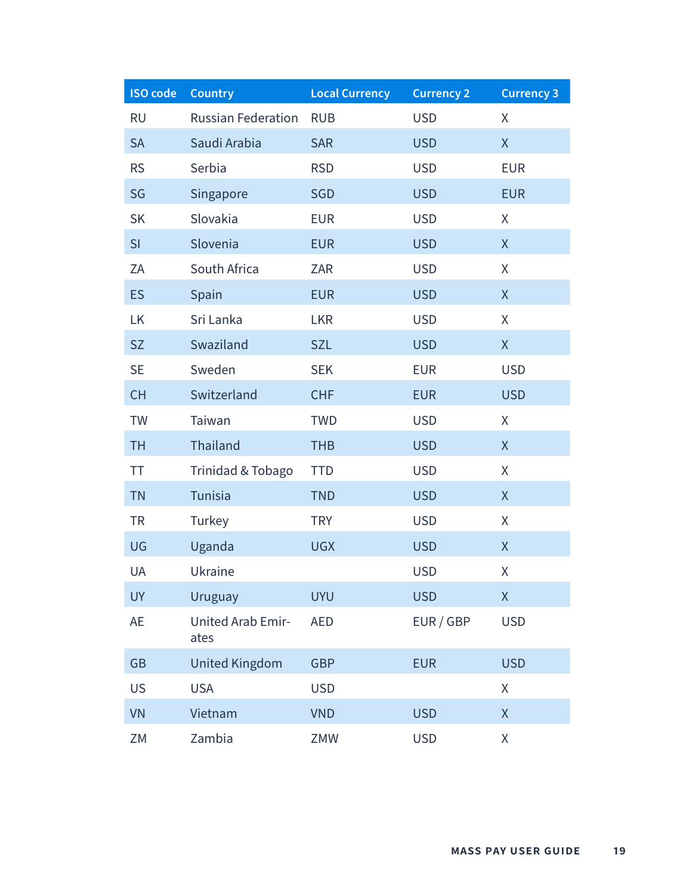| ISO code | Country | Local Currency | Currency 2 | Currency 3 |
| --- | --- | --- | --- | --- |
| RU | Russian Federation | RUB | USD | X |
| SA | Saudi Arabia | SAR | USD | X |
| RS | Serbia | RSD | USD | EUR |
| SG | Singapore | SGD | USD | EUR |
| SK | Slovakia | EUR | USD | X |
| SI | Slovenia | EUR | USD | X |
| ZA | South Africa | ZAR | USD | X |
| ES | Spain | EUR | USD | X |
| LK | Sri Lanka | LKR | USD | X |
| SZ | Swaziland | SZL | USD | X |
| SE | Sweden | SEK | EUR | USD |
| CH | Switzerland | CHF | EUR | USD |
| TW | Taiwan | TWD | USD | X |
| TH | Thailand | THB | USD | X |
| TT | Trinidad & Tobago | TTD | USD | X |
| TN | Tunisia | TND | USD | X |
| TR | Turkey | TRY | USD | X |
| UG | Uganda | UGX | USD | X |
| UA | Ukraine | | USD | X |
| UY | Uruguay | UYU | USD | X |
| AE | United Arab Emirates | AED | EUR / GBP | USD |
| GB | United Kingdom | GBP | EUR | USD |
| US | USA | USD | | X |
| VN | Vietnam | VND | USD | X |
| ZM | Zambia | ZMW | USD | X |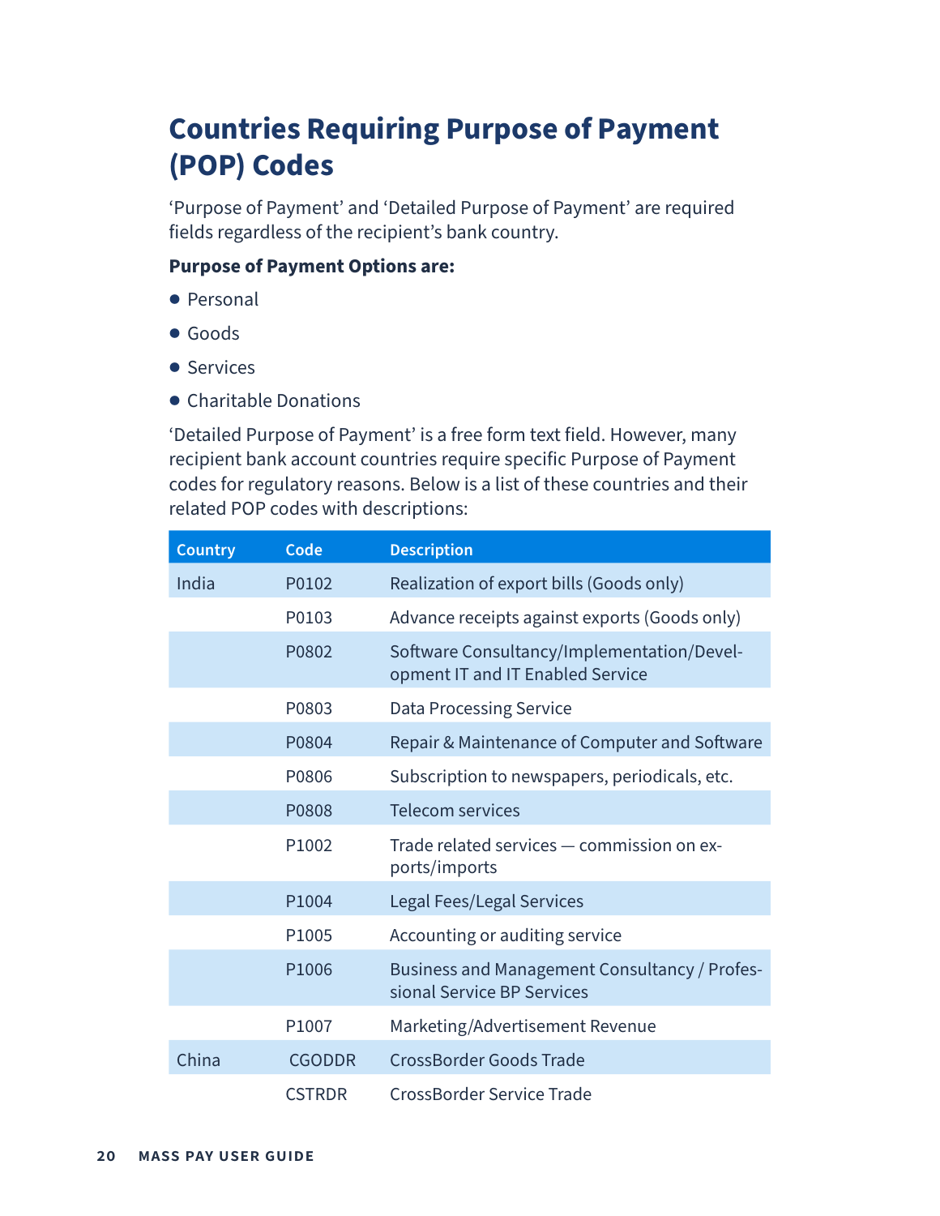# Countries Requiring Purpose of Payment (POP) Codes

'Purpose of Payment' and 'Detailed Purpose of Payment' are required fields regardless of the recipient's bank country.

**Purpose of Payment Options are:**

- Personal
- Goods
- Services
- Charitable Donations

'Detailed Purpose of Payment' is a free form text field. However, many recipient bank account countries require specific Purpose of Payment codes for regulatory reasons. Below is a list of these countries and their related POP codes with descriptions:

| Country | Code | Description |
|---|---|---|
| India | P0102 | Realization of export bills (Goods only) |
| | P0103 | Advance receipts against exports (Goods only) |
| | P0802 | Software Consultancy/Implementation/Development IT and IT Enabled Service |
| | P0803 | Data Processing Service |
| | P0804 | Repair & Maintenance of Computer and Software |
| | P0806 | Subscription to newspapers, periodicals, etc. |
| | P0808 | Telecom services |
| | P1002 | Trade related services — commission on exports/imports |
| | P1004 | Legal Fees/Legal Services |
| | P1005 | Accounting or auditing service |
| | P1006 | Business and Management Consultancy / Professional Service BP Services |
| | P1007 | Marketing/Advertisement Revenue |
| China | CGODDR | CrossBorder Goods Trade |
| | CSTRDR | CrossBorder Service Trade |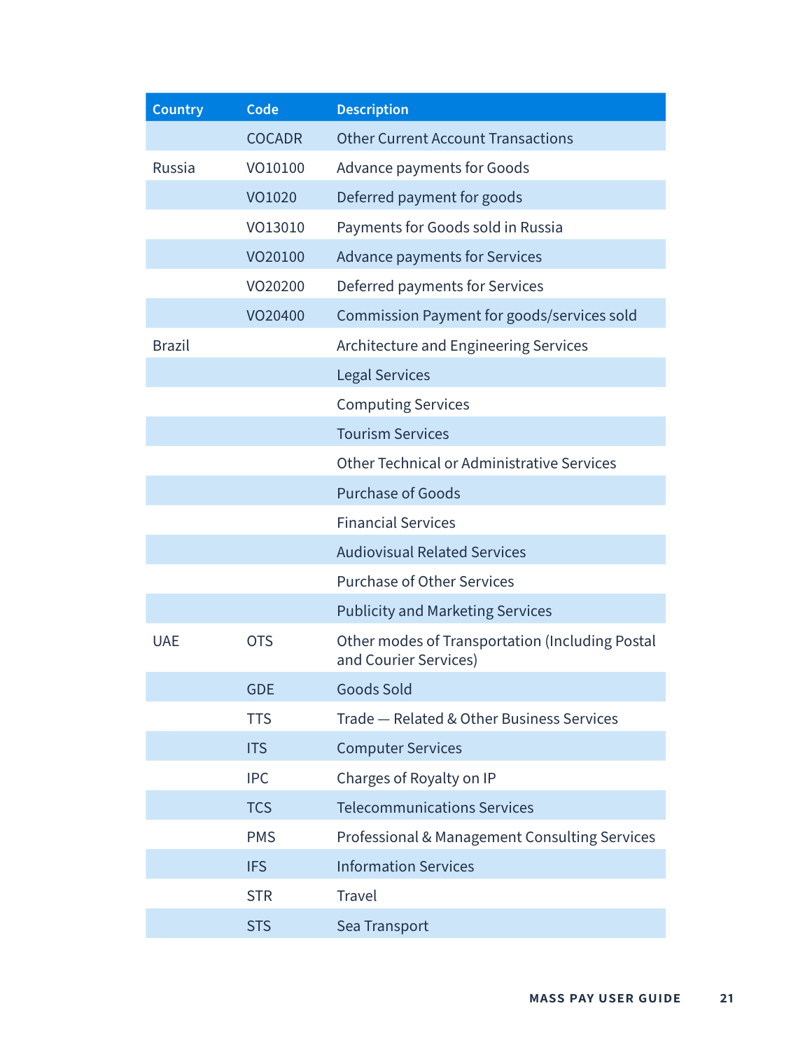| Country | Code | Description |
|---|---|---|
| | COCADR | Other Current Account Transactions |
| Russia | VO10100 | Advance payments for Goods |
| | VO1020 | Deferred payment for goods |
| | VO13010 | Payments for Goods sold in Russia |
| | VO20100 | Advance payments for Services |
| | VO20200 | Deferred payments for Services |
| | VO20400 | Commission Payment for goods/services sold |
| Brazil | | Architecture and Engineering Services |
| | | Legal Services |
| | | Computing Services |
| | | Tourism Services |
| | | Other Technical or Administrative Services |
| | | Purchase of Goods |
| | | Financial Services |
| | | Audiovisual Related Services |
| | | Purchase of Other Services |
| | | Publicity and Marketing Services |
| UAE | OTS | Other modes of Transportation (Including Postal and Courier Services) |
| | GDE | Goods Sold |
| | TTS | Trade — Related & Other Business Services |
| | ITS | Computer Services |
| | IPC | Charges of Royalty on IP |
| | TCS | Telecommunications Services |
| | PMS | Professional & Management Consulting Services |
| | IFS | Information Services |
| | STR | Travel |
| | STS | Sea Transport |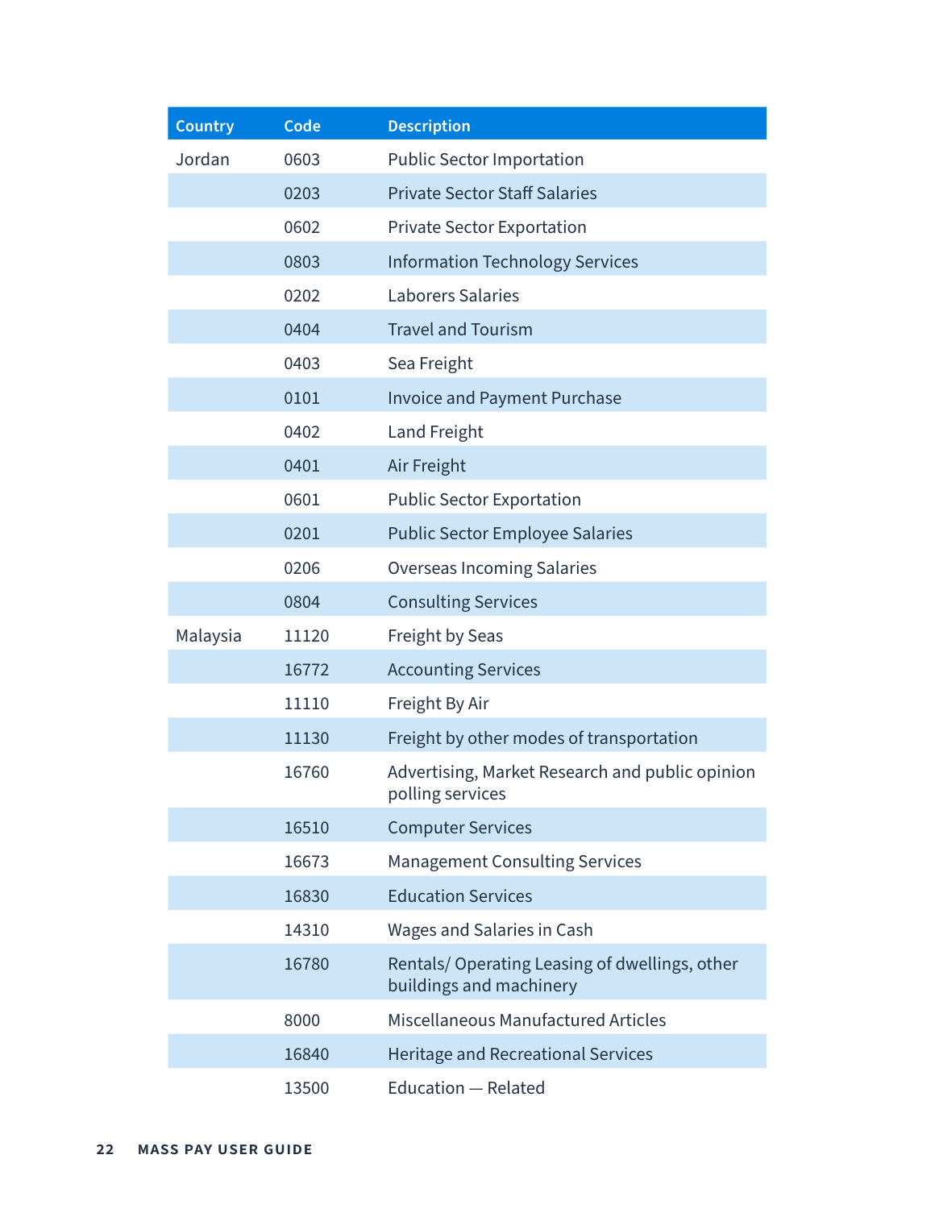| Country | Code | Description |
|---|---|---|
| Jordan | 0603 | Public Sector Importation |
| | 0203 | Private Sector Staff Salaries |
| | 0602 | Private Sector Exportation |
| | 0803 | Information Technology Services |
| | 0202 | Laborers Salaries |
| | 0404 | Travel and Tourism |
| | 0403 | Sea Freight |
| | 0101 | Invoice and Payment Purchase |
| | 0402 | Land Freight |
| | 0401 | Air Freight |
| | 0601 | Public Sector Exportation |
| | 0201 | Public Sector Employee Salaries |
| | 0206 | Overseas Incoming Salaries |
| | 0804 | Consulting Services |
| Malaysia | 11120 | Freight by Seas |
| | 16772 | Accounting Services |
| | 11110 | Freight By Air |
| | 11130 | Freight by other modes of transportation |
| | 16760 | Advertising, Market Research and public opinion polling services |
| | 16510 | Computer Services |
| | 16673 | Management Consulting Services |
| | 16830 | Education Services |
| | 14310 | Wages and Salaries in Cash |
| | 16780 | Rentals/ Operating Leasing of dwellings, other buildings and machinery |
| | 8000 | Miscellaneous Manufactured Articles |
| | 16840 | Heritage and Recreational Services |
| | 13500 | Education — Related |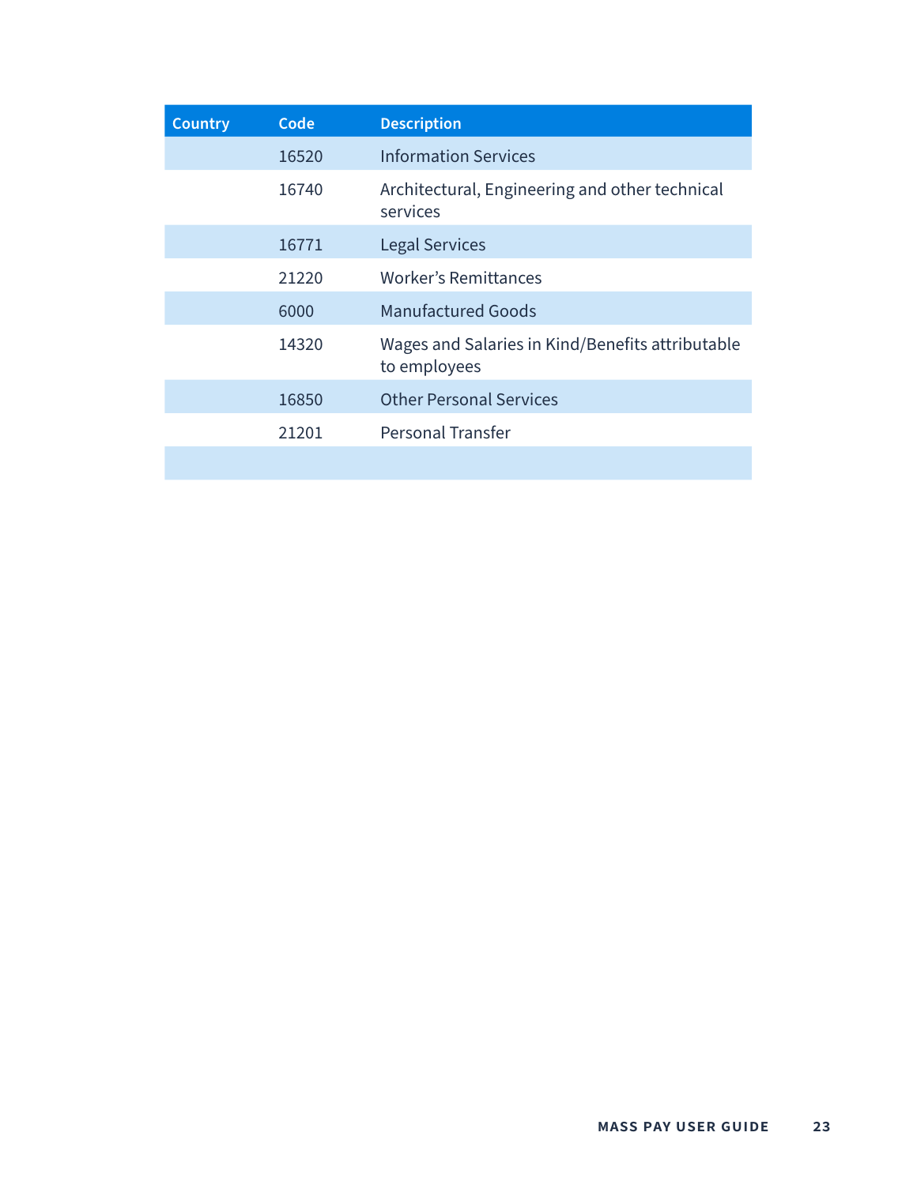| Country | Code | Description |
| --- | --- | --- |
| | 16520 | Information Services |
| | 16740 | Architectural, Engineering and other technical services |
| | 16771 | Legal Services |
| | 21220 | Worker's Remittances |
| | 6000 | Manufactured Goods |
| | 14320 | Wages and Salaries in Kind/Benefits attributable to employees |
| | 16850 | Other Personal Services |
| | 21201 | Personal Transfer |
| | | |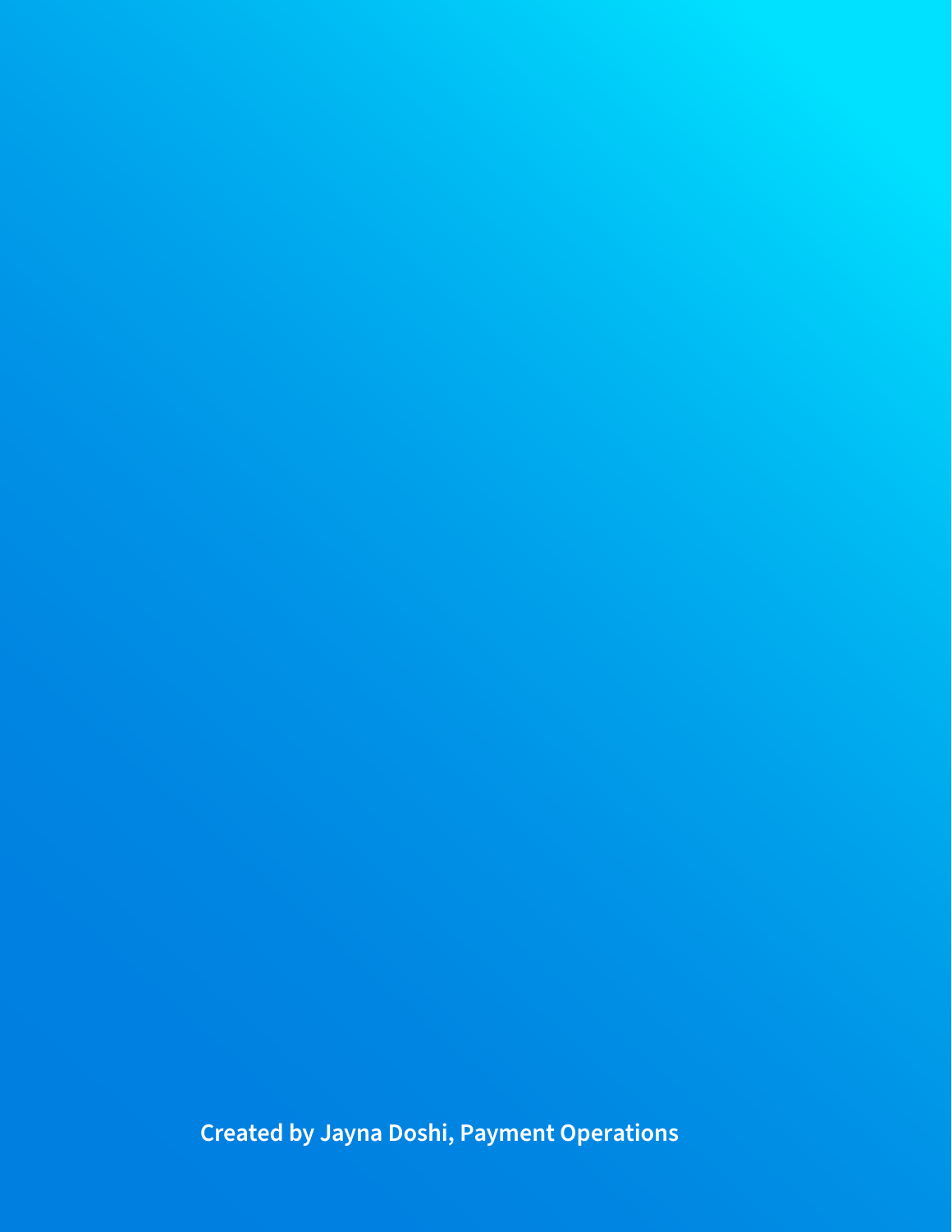**Created by Jayna Doshi, Payment Operations**